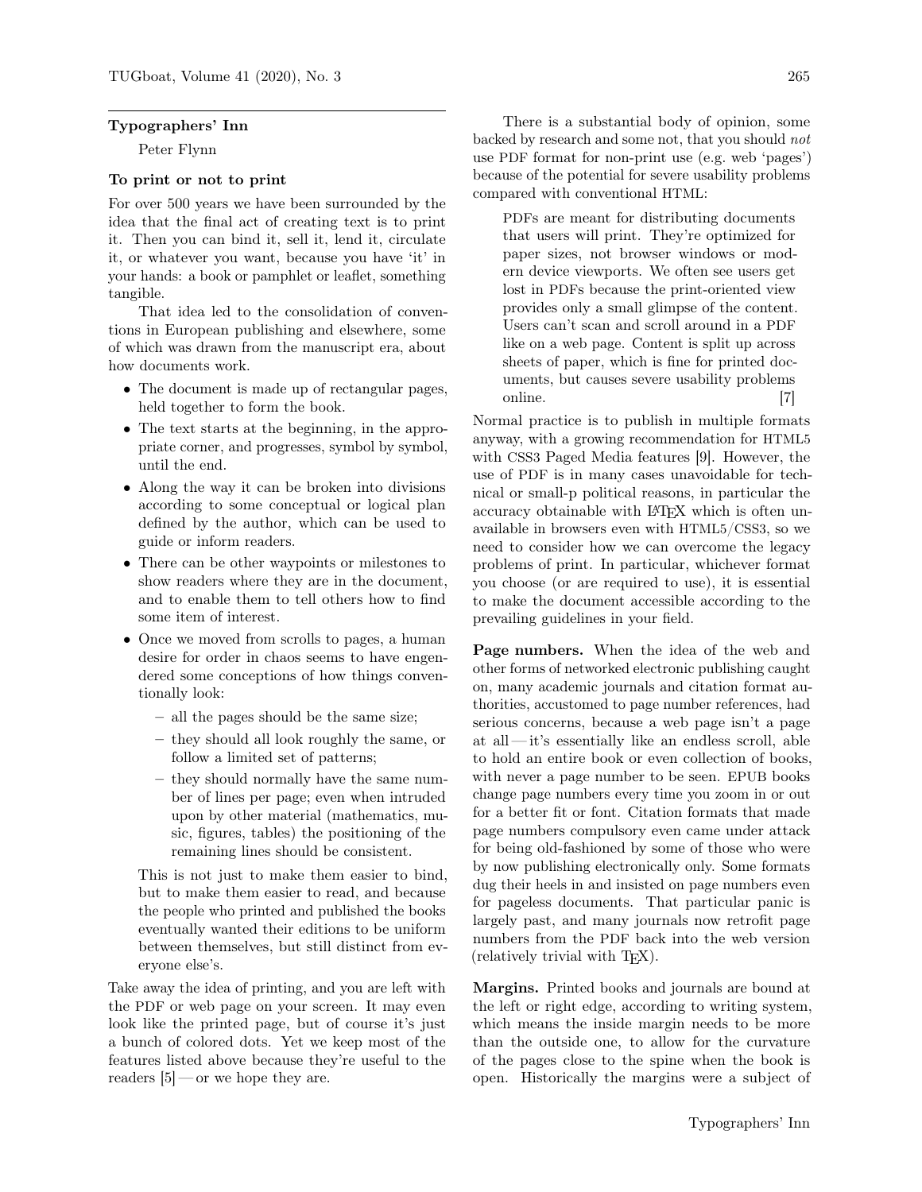## Typographers' Inn

Peter Flynn

### To print or not to print

For over 500 years we have been surrounded by the idea that the final act of creating text is to print it. Then you can bind it, sell it, lend it, circulate it, or whatever you want, because you have 'it' in your hands: a book or pamphlet or leaflet, something tangible.

That idea led to the consolidation of conventions in European publishing and elsewhere, some of which was drawn from the manuscript era, about how documents work.

- The document is made up of rectangular pages, held together to form the book.
- The text starts at the beginning, in the appropriate corner, and progresses, symbol by symbol, until the end.
- Along the way it can be broken into divisions according to some conceptual or logical plan defined by the author, which can be used to guide or inform readers.
- There can be other waypoints or milestones to show readers where they are in the document, and to enable them to tell others how to find some item of interest.
- Once we moved from scrolls to pages, a human desire for order in chaos seems to have engendered some conceptions of how things conventionally look:
  - all the pages should be the same size;
  - they should all look roughly the same, or follow a limited set of patterns;
  - they should normally have the same number of lines per page; even when intruded upon by other material (mathematics, music, figures, tables) the positioning of the remaining lines should be consistent.

  This is not just to make them easier to bind, but to make them easier to read, and because the people who printed and published the books eventually wanted their editions to be uniform between themselves, but still distinct from everyone else's.

Take away the idea of printing, and you are left with the PDF or web page on your screen. It may even look like the printed page, but of course it's just a bunch of colored dots. Yet we keep most of the features listed above because they're useful to the readers [5] — or we hope they are.

There is a substantial body of opinion, some backed by research and some not, that you should *not* use PDF format for non-print use (e.g. web 'pages') because of the potential for severe usability problems compared with conventional HTML:

> PDFs are meant for distributing documents that users will print. They're optimized for paper sizes, not browser windows or modern device viewports. We often see users get lost in PDFs because the print-oriented view provides only a small glimpse of the content. Users can't scan and scroll around in a PDF like on a web page. Content is split up across sheets of paper, which is fine for printed documents, but causes severe usability problems online. [7]

Normal practice is to publish in multiple formats anyway, with a growing recommendation for HTML5 with CSS3 Paged Media features [9]. However, the use of PDF is in many cases unavoidable for technical or small-p political reasons, in particular the accuracy obtainable with LaTeX which is often unavailable in browsers even with HTML5/CSS3, so we need to consider how we can overcome the legacy problems of print. In particular, whichever format you choose (or are required to use), it is essential to make the document accessible according to the prevailing guidelines in your field.

**Page numbers.** When the idea of the web and other forms of networked electronic publishing caught on, many academic journals and citation format authorities, accustomed to page number references, had serious concerns, because a web page isn't a page at all — it's essentially like an endless scroll, able to hold an entire book or even collection of books, with never a page number to be seen. EPUB books change page numbers every time you zoom in or out for a better fit or font. Citation formats that made page numbers compulsory even came under attack for being old-fashioned by some of those who were by now publishing electronically only. Some formats dug their heels in and insisted on page numbers even for pageless documents. That particular panic is largely past, and many journals now retrofit page numbers from the PDF back into the web version (relatively trivial with TeX).

**Margins.** Printed books and journals are bound at the left or right edge, according to writing system, which means the inside margin needs to be more than the outside one, to allow for the curvature of the pages close to the spine when the book is open. Historically the margins were a subject of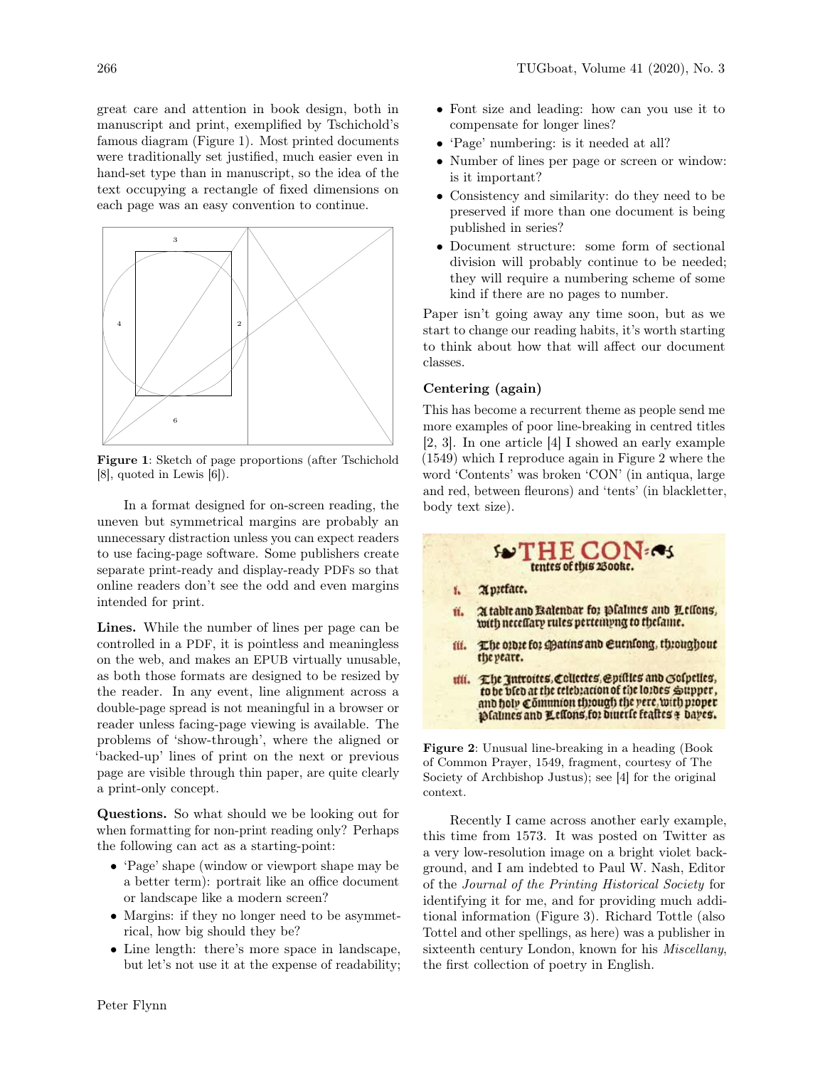great care and attention in book design, both in manuscript and print, exemplified by Tschichold's famous diagram (Figure 1). Most printed documents were traditionally set justified, much easier even in hand-set type than in manuscript, so the idea of the text occupying a rectangle of fixed dimensions on each page was an easy convention to continue.

**Figure 1**: Sketch of page proportions (after Tschichold [8], quoted in Lewis [6]).

In a format designed for on-screen reading, the uneven but symmetrical margins are probably an unnecessary distraction unless you can expect readers to use facing-page software. Some publishers create separate print-ready and display-ready PDFs so that online readers don't see the odd and even margins intended for print.

**Lines.** While the number of lines per page can be controlled in a PDF, it is pointless and meaningless on the web, and makes an EPUB virtually unusable, as both those formats are designed to be resized by the reader. In any event, line alignment across a double-page spread is not meaningful in a browser or reader unless facing-page viewing is available. The problems of 'show-through', where the aligned or 'backed-up' lines of print on the next or previous page are visible through thin paper, are quite clearly a print-only concept.

**Questions.** So what should we be looking out for when formatting for non-print reading only? Perhaps the following can act as a starting-point:

- 'Page' shape (window or viewport shape may be a better term): portrait like an office document or landscape like a modern screen?
- Margins: if they no longer need to be asymmetrical, how big should they be?
- Line length: there's more space in landscape, but let's not use it at the expense of readability;
- Font size and leading: how can you use it to compensate for longer lines?
- 'Page' numbering: is it needed at all?
- Number of lines per page or screen or window: is it important?
- Consistency and similarity: do they need to be preserved if more than one document is being published in series?
- Document structure: some form of sectional division will probably continue to be needed; they will require a numbering scheme of some kind if there are no pages to number.

Paper isn't going away any time soon, but as we start to change our reading habits, it's worth starting to think about how that will affect our document classes.

### Centering (again)

This has become a recurrent theme as people send me more examples of poor line-breaking in centred titles [2, 3]. In one article [4] I showed an early example (1549) which I reproduce again in Figure 2 where the word 'Contents' was broken 'CON' (in antiqua, large and red, between fleurons) and 'tents' (in blackletter, body text size).

**Figure 2**: Unusual line-breaking in a heading (Book of Common Prayer, 1549, fragment, courtesy of The Society of Archbishop Justus); see [4] for the original context.

Recently I came across another early example, this time from 1573. It was posted on Twitter as a very low-resolution image on a bright violet background, and I am indebted to Paul W. Nash, Editor of the *Journal of the Printing Historical Society* for identifying it for me, and for providing much additional information (Figure 3). Richard Tottle (also Tottel and other spellings, as here) was a publisher in sixteenth century London, known for his *Miscellany*, the first collection of poetry in English.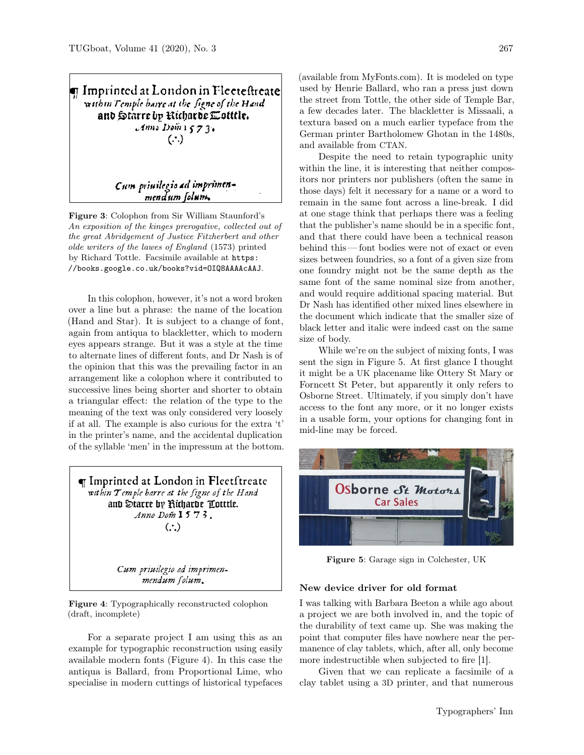Figure 3: Colophon from Sir William Staunford's *An exposition of the kinges prerogative, collected out of the great Abridgement of Justice Fitzherbert and other olde writers of the lawes of England* (1573) printed by Richard Tottle. Facsimile available at `https://books.google.co.uk/books?vid=OIQ8AAAAcAAJ`.

In this colophon, however, it's not a word broken over a line but a phrase: the name of the location (Hand and Star). It is subject to a change of font, again from antiqua to blackletter, which to modern eyes appears strange. But it was a style at the time to alternate lines of different fonts, and Dr Nash is of the opinion that this was the prevailing factor in an arrangement like a colophon where it contributed to successive lines being shorter and shorter to obtain a triangular effect: the relation of the type to the meaning of the text was only considered very loosely if at all. The example is also curious for the extra 't' in the printer's name, and the accidental duplication of the syllable 'men' in the impressum at the bottom.

Figure 4: Typographically reconstructed colophon (draft, incomplete)

For a separate project I am using this as an example for typographic reconstruction using easily available modern fonts (Figure 4). In this case the antiqua is Ballard, from Proportional Lime, who specialise in modern cuttings of historical typefaces (available from MyFonts.com). It is modeled on type used by Henrie Ballard, who ran a press just down the street from Tottle, the other side of Temple Bar, a few decades later. The blackletter is Missaali, a textura based on a much earlier typeface from the German printer Bartholomew Ghotan in the 1480s, and available from CTAN.

Despite the need to retain typographic unity within the line, it is interesting that neither compositors nor printers nor publishers (often the same in those days) felt it necessary for a name or a word to remain in the same font across a line-break. I did at one stage think that perhaps there was a feeling that the publisher's name should be in a specific font, and that there could have been a technical reason behind this — font bodies were not of exact or even sizes between foundries, so a font of a given size from one foundry might not be the same depth as the same font of the same nominal size from another, and would require additional spacing material. But Dr Nash has identified other mixed lines elsewhere in the document which indicate that the smaller size of black letter and italic were indeed cast on the same size of body.

While we're on the subject of mixing fonts, I was sent the sign in Figure 5. At first glance I thought it might be a UK placename like Ottery St Mary or Forncett St Peter, but apparently it only refers to Osborne Street. Ultimately, if you simply don't have access to the font any more, or it no longer exists in a usable form, your options for changing font in mid-line may be forced.

Figure 5: Garage sign in Colchester, UK

### New device driver for old format

I was talking with Barbara Beeton a while ago about a project we are both involved in, and the topic of the durability of text came up. She was making the point that computer files have nowhere near the permanence of clay tablets, which, after all, only become more indestructible when subjected to fire [1].

Given that we can replicate a facsimile of a clay tablet using a 3D printer, and that numerous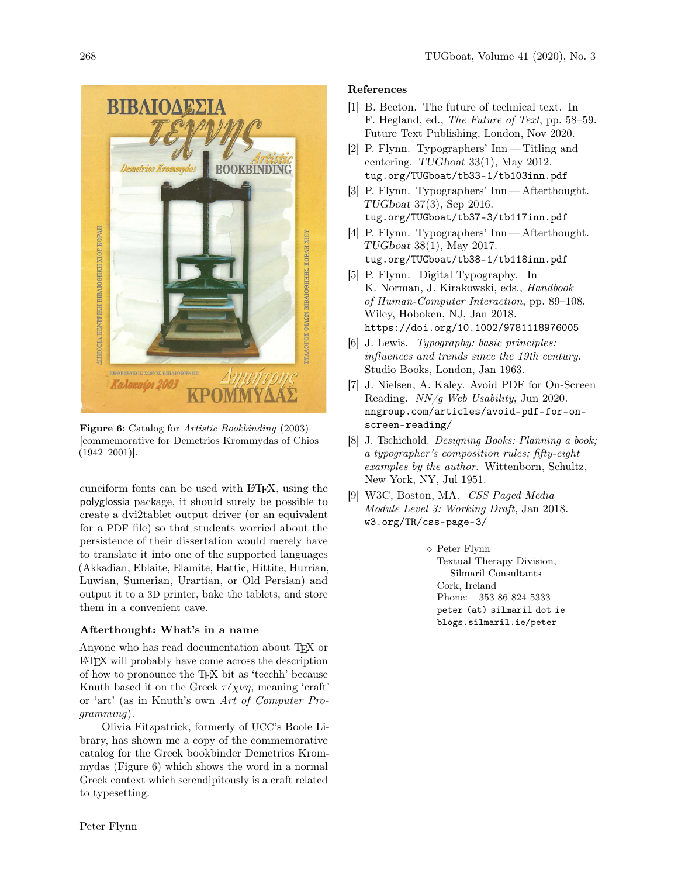Figure 6: Catalog for *Artistic Bookbinding* (2003) [commemorative for Demetrios Krommydas of Chios (1942–2001)].

cuneiform fonts can be used with LaTeX, using the polyglossia package, it should surely be possible to create a dvi2tablet output driver (or an equivalent for a PDF file) so that students worried about the persistence of their dissertation would merely have to translate it into one of the supported languages (Akkadian, Eblaite, Elamite, Hattic, Hittite, Hurrian, Luwian, Sumerian, Urartian, or Old Persian) and output it to a 3D printer, bake the tablets, and store them in a convenient cave.

### Afterthought: What's in a name

Anyone who has read documentation about TeX or LaTeX will probably have come across the description of how to pronounce the TeX bit as 'tecchh' because Knuth based it on the Greek τέχνη, meaning 'craft' or 'art' (as in Knuth's own *Art of Computer Programming*).

Olivia Fitzpatrick, formerly of UCC's Boole Library, has shown me a copy of the commemorative catalog for the Greek bookbinder Demetrios Krommydas (Figure 6) which shows the word in a normal Greek context which serendipitously is a craft related to typesetting.

### References

[1] B. Beeton. The future of technical text. In F. Hegland, ed., *The Future of Text*, pp. 58–59. Future Text Publishing, London, Nov 2020.

[2] P. Flynn. Typographers' Inn — Titling and centering. *TUGboat* 33(1), May 2012. `tug.org/TUGboat/tb33-1/tb103inn.pdf`

[3] P. Flynn. Typographers' Inn — Afterthought. *TUGboat* 37(3), Sep 2016. `tug.org/TUGboat/tb37-3/tb117inn.pdf`

[4] P. Flynn. Typographers' Inn — Afterthought. *TUGboat* 38(1), May 2017. `tug.org/TUGboat/tb38-1/tb118inn.pdf`

[5] P. Flynn. Digital Typography. In K. Norman, J. Kirakowski, eds., *Handbook of Human-Computer Interaction*, pp. 89–108. Wiley, Hoboken, NJ, Jan 2018. `https://doi.org/10.1002/9781118976005`

[6] J. Lewis. *Typography: basic principles: influences and trends since the 19th century*. Studio Books, London, Jan 1963.

[7] J. Nielsen, A. Kaley. Avoid PDF for On-Screen Reading. *NN/g Web Usability*, Jun 2020. `nngroup.com/articles/avoid-pdf-for-on-screen-reading/`

[8] J. Tschichold. *Designing Books: Planning a book; a typographer's composition rules; fifty-eight examples by the author*. Wittenborn, Schultz, New York, NY, Jul 1951.

[9] W3C, Boston, MA. *CSS Paged Media Module Level 3: Working Draft*, Jan 2018. `w3.org/TR/css-page-3/`

◇ Peter Flynn
Textual Therapy Division,
Silmaril Consultants
Cork, Ireland
Phone: +353 86 824 5333
`peter (at) silmaril dot ie`
`blogs.silmaril.ie/peter`